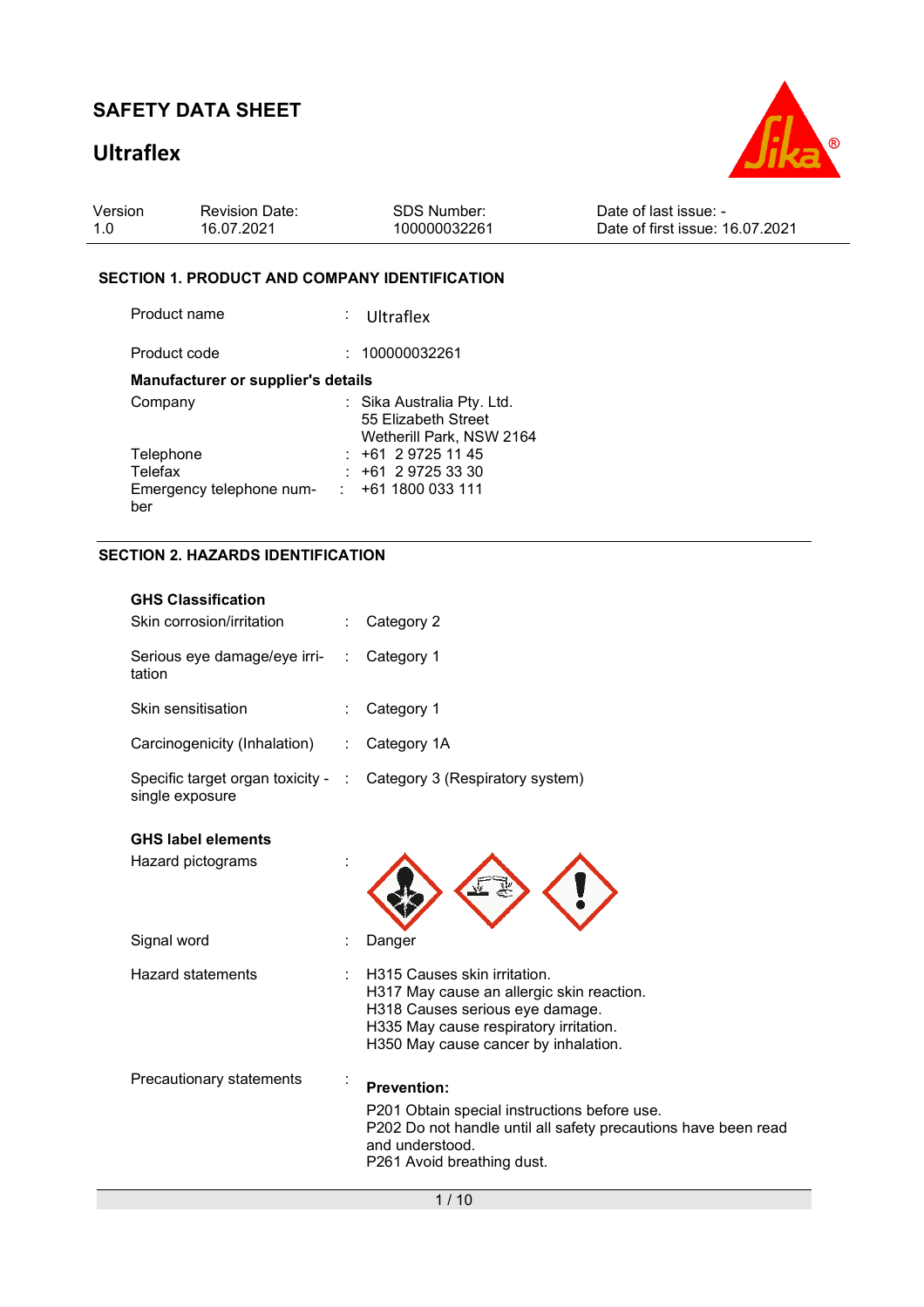# SAFETY DATA SHEET

## Ultraflex

| Version | Revision Date: | SDS Number: | Date of last issue: - |
|---|---|---|---|
| 1.0 | 16.07.2021 | 100000032261 | Date of first issue: 16.07.2021 |

### SECTION 1. PRODUCT AND COMPANY IDENTIFICATION

Product name : Ultraflex

Product code : 100000032261

**Manufacturer or supplier's details**

Company : Sika Australia Pty. Ltd.
55 Elizabeth Street
Wetherill Park, NSW 2164

Telephone : +61 2 9725 11 45

Telefax : +61 2 9725 33 30

Emergency telephone number : +61 1800 033 111

### SECTION 2. HAZARDS IDENTIFICATION

**GHS Classification**

Skin corrosion/irritation : Category 2

Serious eye damage/eye irritation : Category 1

Skin sensitisation : Category 1

Carcinogenicity (Inhalation) : Category 1A

Specific target organ toxicity - single exposure : Category 3 (Respiratory system)

**GHS label elements**

Hazard pictograms :

Signal word : Danger

Hazard statements : H315 Causes skin irritation.
H317 May cause an allergic skin reaction.
H318 Causes serious eye damage.
H335 May cause respiratory irritation.
H350 May cause cancer by inhalation.

Precautionary statements : **Prevention:**

P201 Obtain special instructions before use.
P202 Do not handle until all safety precautions have been read and understood.
P261 Avoid breathing dust.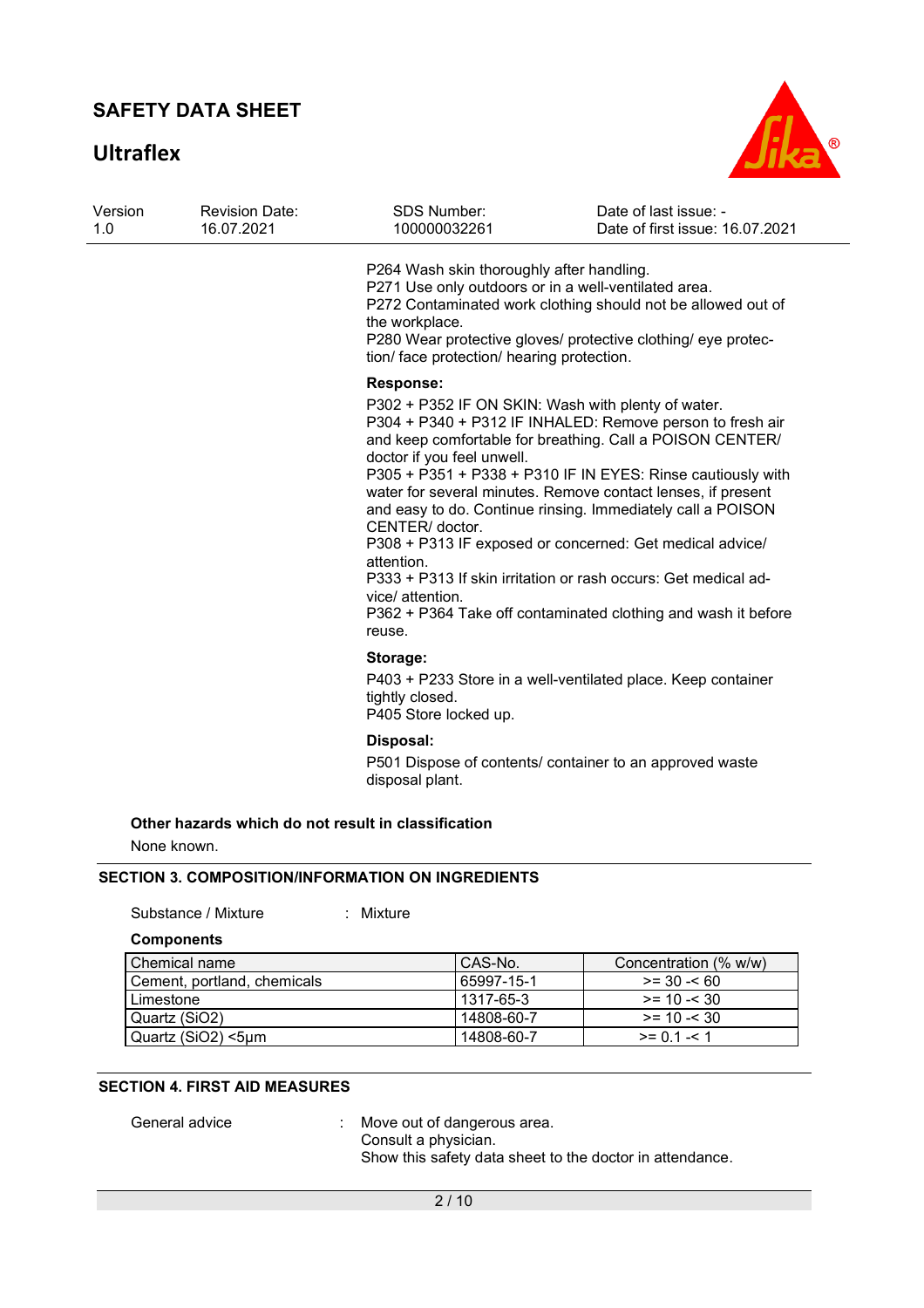P264 Wash skin thoroughly after handling.
P271 Use only outdoors or in a well-ventilated area.
P272 Contaminated work clothing should not be allowed out of the workplace.
P280 Wear protective gloves/ protective clothing/ eye protection/ face protection/ hearing protection.

**Response:**

P302 + P352 IF ON SKIN: Wash with plenty of water.
P304 + P340 + P312 IF INHALED: Remove person to fresh air and keep comfortable for breathing. Call a POISON CENTER/ doctor if you feel unwell.
P305 + P351 + P338 + P310 IF IN EYES: Rinse cautiously with water for several minutes. Remove contact lenses, if present and easy to do. Continue rinsing. Immediately call a POISON CENTER/ doctor.
P308 + P313 IF exposed or concerned: Get medical advice/ attention.
P333 + P313 If skin irritation or rash occurs: Get medical advice/ attention.
P362 + P364 Take off contaminated clothing and wash it before reuse.

**Storage:**

P403 + P233 Store in a well-ventilated place. Keep container tightly closed.
P405 Store locked up.

**Disposal:**

P501 Dispose of contents/ container to an approved waste disposal plant.

**Other hazards which do not result in classification**

None known.

## SECTION 3. COMPOSITION/INFORMATION ON INGREDIENTS

Substance / Mixture : Mixture

**Components**

| Chemical name | CAS-No. | Concentration (% w/w) |
|---|---|---|
| Cement, portland, chemicals | 65997-15-1 | >= 30 -< 60 |
| Limestone | 1317-65-3 | >= 10 -< 30 |
| Quartz (SiO2) | 14808-60-7 | >= 10 -< 30 |
| Quartz (SiO2) <5µm | 14808-60-7 | >= 0.1 -< 1 |

## SECTION 4. FIRST AID MEASURES

General advice : Move out of dangerous area.
Consult a physician.
Show this safety data sheet to the doctor in attendance.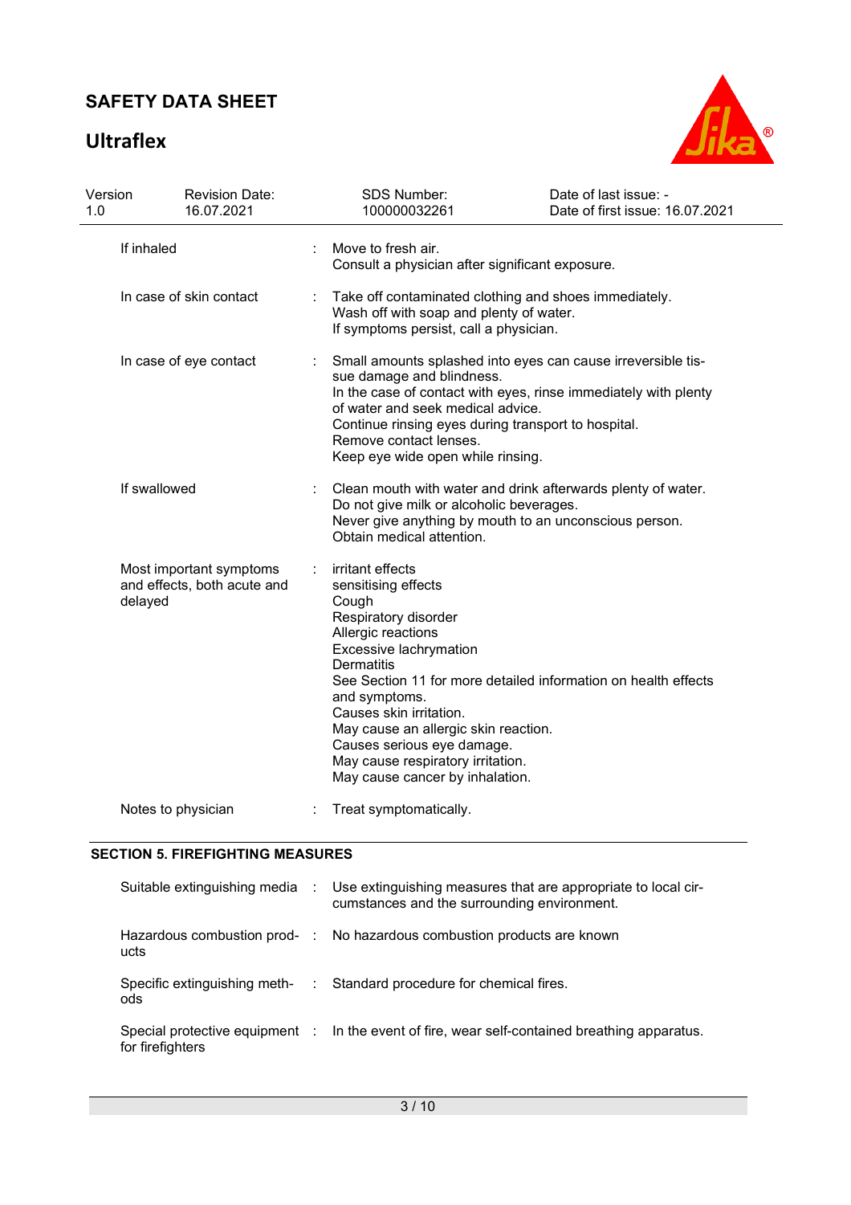| | | |
|---|---|---|
| If inhaled | : | Move to fresh air.<br>Consult a physician after significant exposure. |
| In case of skin contact | : | Take off contaminated clothing and shoes immediately.<br>Wash off with soap and plenty of water.<br>If symptoms persist, call a physician. |
| In case of eye contact | : | Small amounts splashed into eyes can cause irreversible tissue damage and blindness.<br>In the case of contact with eyes, rinse immediately with plenty of water and seek medical advice.<br>Continue rinsing eyes during transport to hospital.<br>Remove contact lenses.<br>Keep eye wide open while rinsing. |
| If swallowed | : | Clean mouth with water and drink afterwards plenty of water.<br>Do not give milk or alcoholic beverages.<br>Never give anything by mouth to an unconscious person.<br>Obtain medical attention. |
| Most important symptoms and effects, both acute and delayed | : | irritant effects<br>sensitising effects<br>Cough<br>Respiratory disorder<br>Allergic reactions<br>Excessive lachrymation<br>Dermatitis<br>See Section 11 for more detailed information on health effects and symptoms.<br>Causes skin irritation.<br>May cause an allergic skin reaction.<br>Causes serious eye damage.<br>May cause respiratory irritation.<br>May cause cancer by inhalation. |
| Notes to physician | : | Treat symptomatically. |

## SECTION 5. FIREFIGHTING MEASURES

| | | |
|---|---|---|
| Suitable extinguishing media | : | Use extinguishing measures that are appropriate to local circumstances and the surrounding environment. |
| Hazardous combustion products | : | No hazardous combustion products are known |
| Specific extinguishing methods | : | Standard procedure for chemical fires. |
| Special protective equipment for firefighters | : | In the event of fire, wear self-contained breathing apparatus. |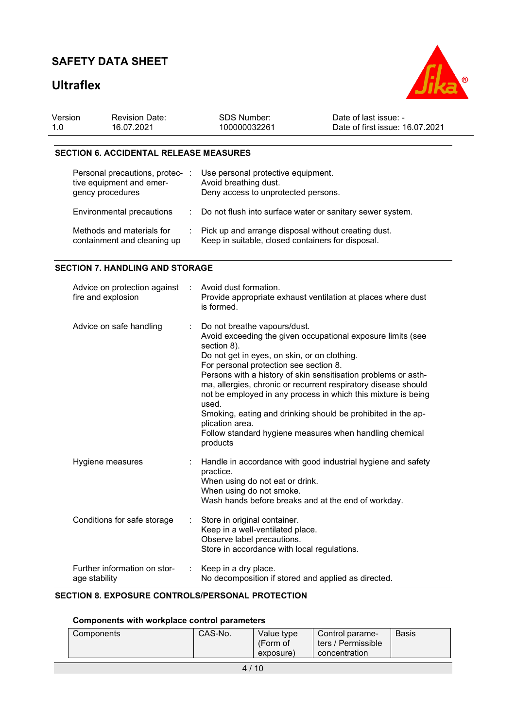## SECTION 6. ACCIDENTAL RELEASE MEASURES

| | | |
|---|---|---|
| Personal precautions, protective equipment and emergency procedures | : | Use personal protective equipment.<br>Avoid breathing dust.<br>Deny access to unprotected persons. |
| Environmental precautions | : | Do not flush into surface water or sanitary sewer system. |
| Methods and materials for containment and cleaning up | : | Pick up and arrange disposal without creating dust.<br>Keep in suitable, closed containers for disposal. |

## SECTION 7. HANDLING AND STORAGE

| | | |
|---|---|---|
| Advice on protection against fire and explosion | : | Avoid dust formation.<br>Provide appropriate exhaust ventilation at places where dust is formed. |
| Advice on safe handling | : | Do not breathe vapours/dust.<br>Avoid exceeding the given occupational exposure limits (see section 8).<br>Do not get in eyes, on skin, or on clothing.<br>For personal protection see section 8.<br>Persons with a history of skin sensitisation problems or asthma, allergies, chronic or recurrent respiratory disease should not be employed in any process in which this mixture is being used.<br>Smoking, eating and drinking should be prohibited in the application area.<br>Follow standard hygiene measures when handling chemical products |
| Hygiene measures | : | Handle in accordance with good industrial hygiene and safety practice.<br>When using do not eat or drink.<br>When using do not smoke.<br>Wash hands before breaks and at the end of workday. |
| Conditions for safe storage | : | Store in original container.<br>Keep in a well-ventilated place.<br>Observe label precautions.<br>Store in accordance with local regulations. |
| Further information on storage stability | : | Keep in a dry place.<br>No decomposition if stored and applied as directed. |

## SECTION 8. EXPOSURE CONTROLS/PERSONAL PROTECTION

### Components with workplace control parameters

| Components | CAS-No. | Value type (Form of exposure) | Control parameters / Permissible concentration | Basis |
|---|---|---|---|---|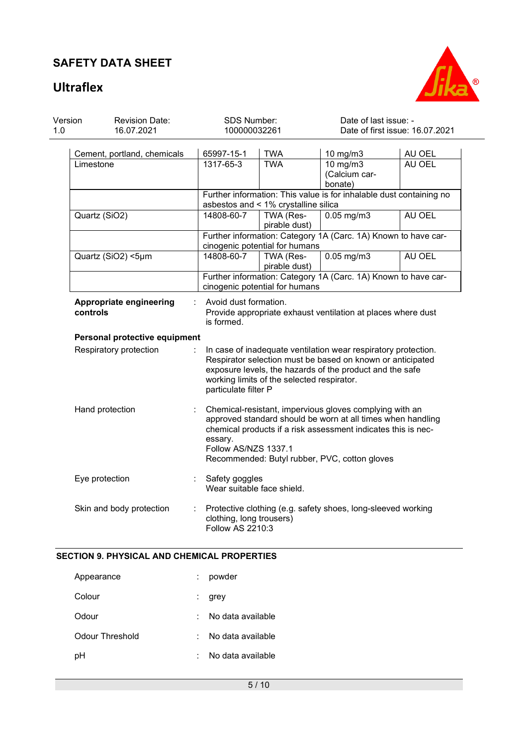| Components | CAS-No. | Value type | Control parameters | Basis |
|---|---|---|---|---|
| Cement, portland, chemicals | 65997-15-1 | TWA | 10 mg/m3 | AU OEL |
| Limestone | 1317-65-3 | TWA | 10 mg/m3 (Calcium carbonate) | AU OEL |
| | Further information: This value is for inhalable dust containing no asbestos and < 1% crystalline silica | | | |
| Quartz ($SiO_2$) | 14808-60-7 | TWA (Respirable dust) | 0.05 mg/m3 | AU OEL |
| | Further information: Category 1A (Carc. 1A) Known to have carcinogenic potential for humans | | | |
| Quartz ($SiO_2$) <5µm | 14808-60-7 | TWA (Respirable dust) | 0.05 mg/m3 | AU OEL |
| | Further information: Category 1A (Carc. 1A) Known to have carcinogenic potential for humans | | | |

**Appropriate engineering controls** : Avoid dust formation.
Provide appropriate exhaust ventilation at places where dust is formed.

**Personal protective equipment**

Respiratory protection : In case of inadequate ventilation wear respiratory protection.
Respirator selection must be based on known or anticipated exposure levels, the hazards of the product and the safe working limits of the selected respirator.
particulate filter P

Hand protection : Chemical-resistant, impervious gloves complying with an approved standard should be worn at all times when handling chemical products if a risk assessment indicates this is necessary.
Follow AS/NZS 1337.1
Recommended: Butyl rubber, PVC, cotton gloves

Eye protection : Safety goggles
Wear suitable face shield.

Skin and body protection : Protective clothing (e.g. safety shoes, long-sleeved working clothing, long trousers)
Follow AS 2210:3

## SECTION 9. PHYSICAL AND CHEMICAL PROPERTIES

Appearance : powder

Colour : grey

Odour : No data available

Odour Threshold : No data available

pH : No data available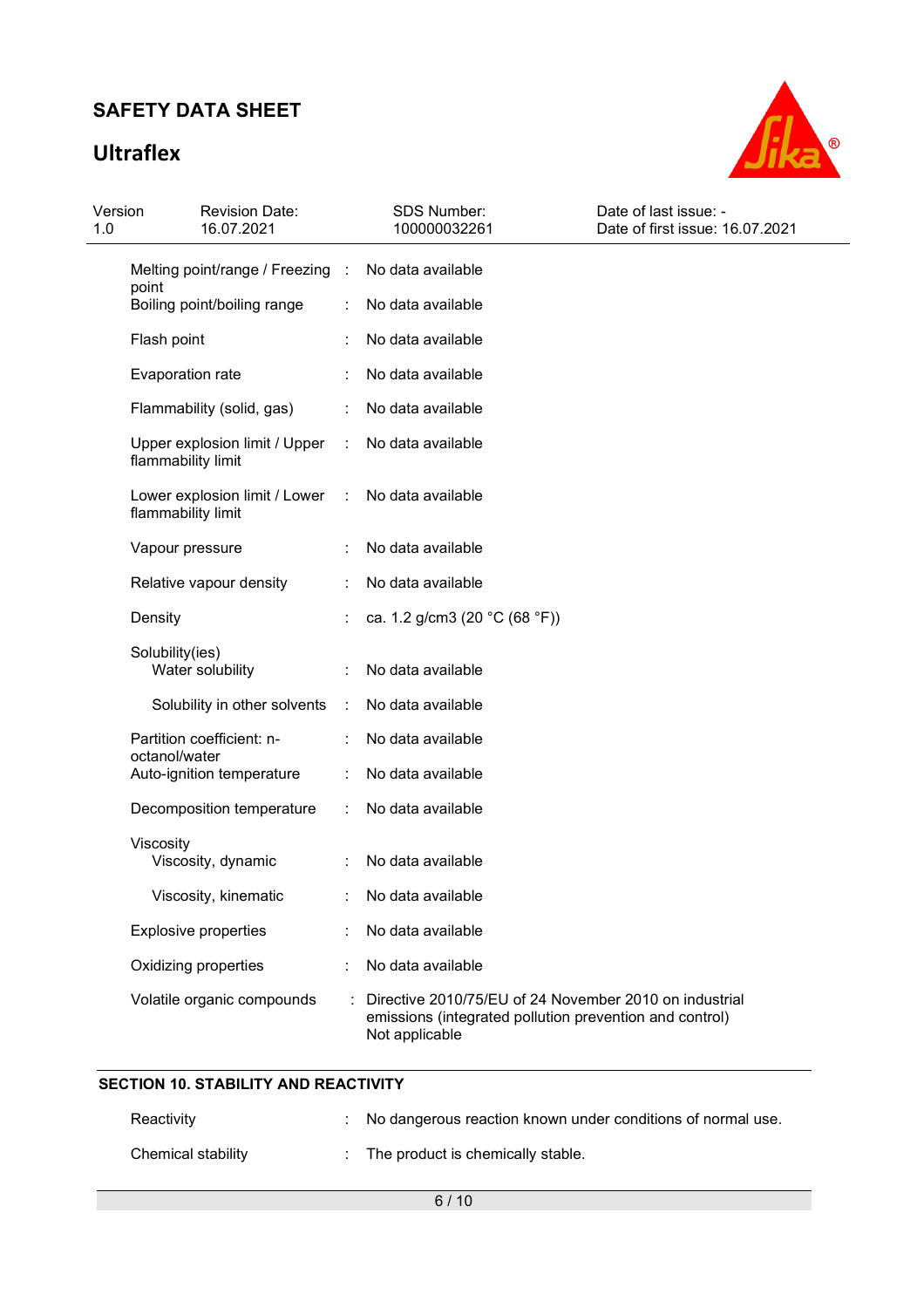| | | |
|---|---|---|
| Melting point/range / Freezing point | : | No data available |
| Boiling point/boiling range | : | No data available |
| Flash point | : | No data available |
| Evaporation rate | : | No data available |
| Flammability (solid, gas) | : | No data available |
| Upper explosion limit / Upper flammability limit | : | No data available |
| Lower explosion limit / Lower flammability limit | : | No data available |
| Vapour pressure | : | No data available |
| Relative vapour density | : | No data available |
| Density | : | ca. 1.2 g/cm3 (20 °C (68 °F)) |
| Solubility(ies) | | |
| Water solubility | : | No data available |
| Solubility in other solvents | : | No data available |
| Partition coefficient: n-octanol/water | : | No data available |
| Auto-ignition temperature | : | No data available |
| Decomposition temperature | : | No data available |
| Viscosity | | |
| Viscosity, dynamic | : | No data available |
| Viscosity, kinematic | : | No data available |
| Explosive properties | : | No data available |
| Oxidizing properties | : | No data available |
| Volatile organic compounds | : | Directive 2010/75/EU of 24 November 2010 on industrial emissions (integrated pollution prevention and control) Not applicable |

## SECTION 10. STABILITY AND REACTIVITY

| | | |
|---|---|---|
| Reactivity | : | No dangerous reaction known under conditions of normal use. |
| Chemical stability | : | The product is chemically stable. |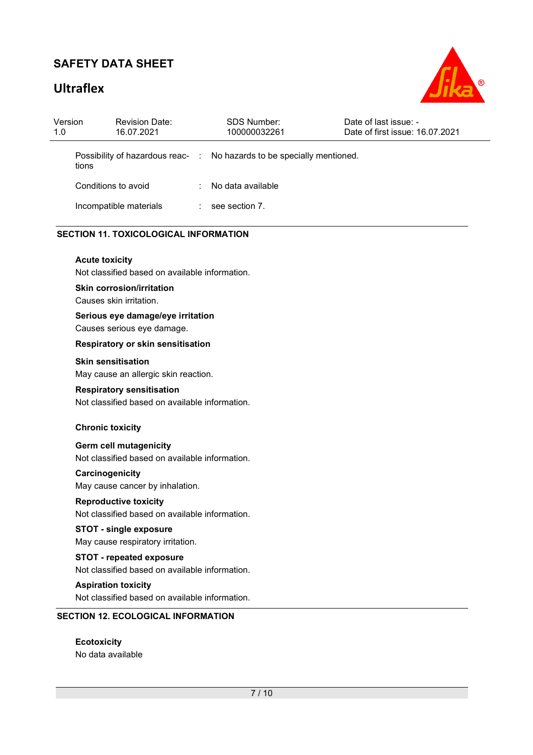| | | |
|---|---|---|
| Possibility of hazardous reactions | : | No hazards to be specially mentioned. |
| Conditions to avoid | : | No data available |
| Incompatible materials | : | see section 7. |

## SECTION 11. TOXICOLOGICAL INFORMATION

**Acute toxicity**
Not classified based on available information.

**Skin corrosion/irritation**
Causes skin irritation.

**Serious eye damage/eye irritation**
Causes serious eye damage.

**Respiratory or skin sensitisation**

**Skin sensitisation**
May cause an allergic skin reaction.

**Respiratory sensitisation**
Not classified based on available information.

**Chronic toxicity**

**Germ cell mutagenicity**
Not classified based on available information.

**Carcinogenicity**
May cause cancer by inhalation.

**Reproductive toxicity**
Not classified based on available information.

**STOT - single exposure**
May cause respiratory irritation.

**STOT - repeated exposure**
Not classified based on available information.

**Aspiration toxicity**
Not classified based on available information.

## SECTION 12. ECOLOGICAL INFORMATION

**Ecotoxicity**
No data available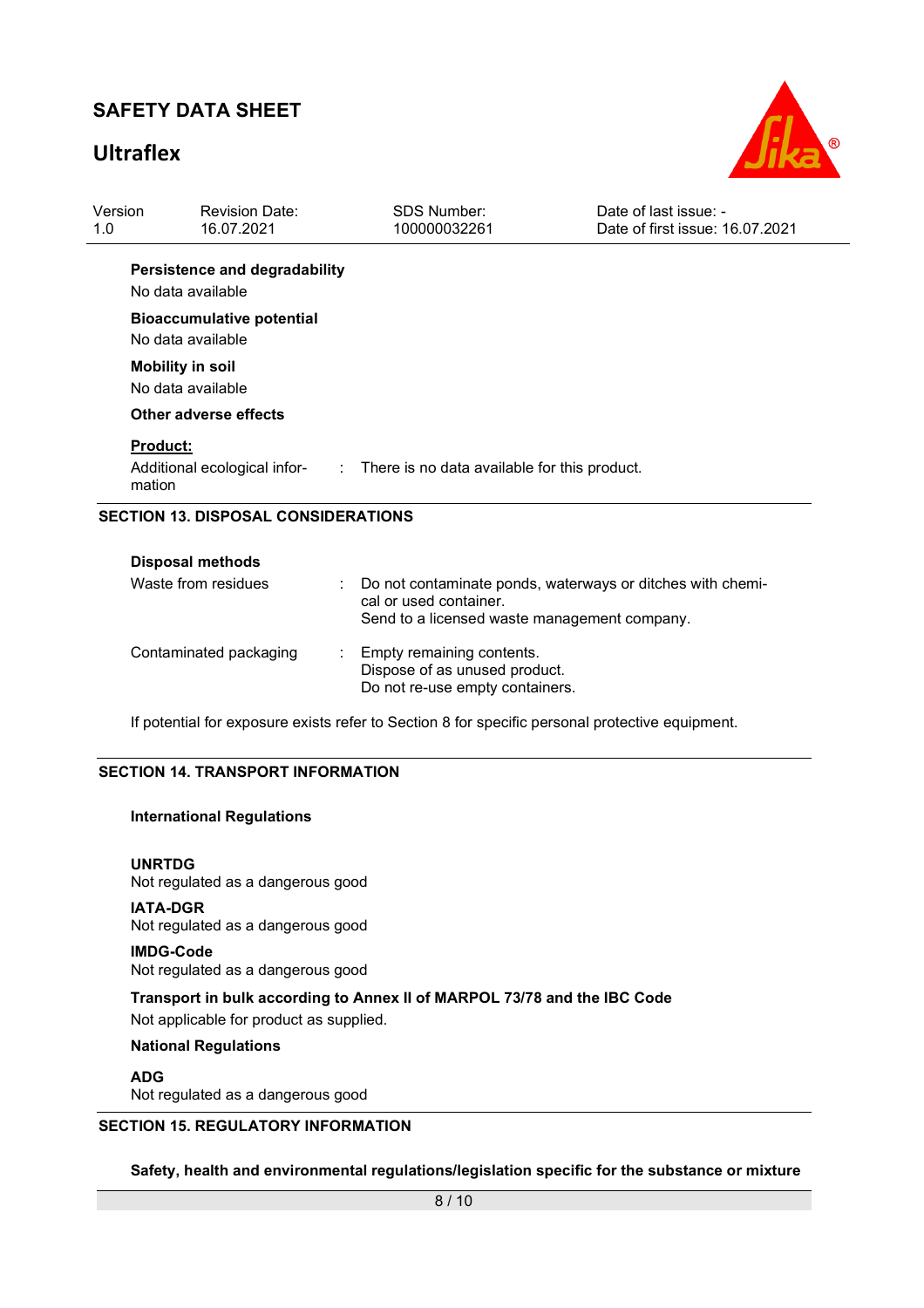**Persistence and degradability**

No data available

**Bioaccumulative potential**

No data available

**Mobility in soil**

No data available

**Other adverse effects**

**Product:**

| | | |
|---|---|---|
| Additional ecological information | : | There is no data available for this product. |

## SECTION 13. DISPOSAL CONSIDERATIONS

**Disposal methods**

| | | |
|---|---|---|
| Waste from residues | : | Do not contaminate ponds, waterways or ditches with chemical or used container.<br>Send to a licensed waste management company. |
| Contaminated packaging | : | Empty remaining contents.<br>Dispose of as unused product.<br>Do not re-use empty containers. |

If potential for exposure exists refer to Section 8 for specific personal protective equipment.

## SECTION 14. TRANSPORT INFORMATION

**International Regulations**

**UNRTDG**

Not regulated as a dangerous good

**IATA-DGR**

Not regulated as a dangerous good

**IMDG-Code**

Not regulated as a dangerous good

**Transport in bulk according to Annex II of MARPOL 73/78 and the IBC Code**

Not applicable for product as supplied.

**National Regulations**

**ADG**

Not regulated as a dangerous good

## SECTION 15. REGULATORY INFORMATION

**Safety, health and environmental regulations/legislation specific for the substance or mixture**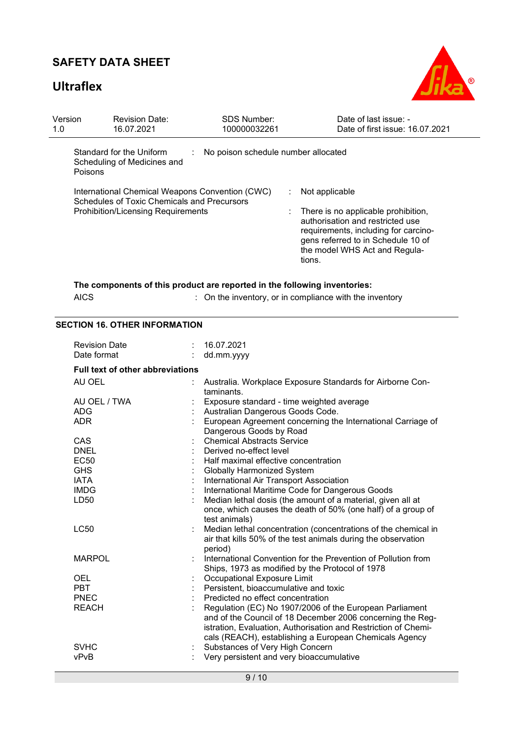| | | |
|---|---|---|
| Standard for the Uniform Scheduling of Medicines and Poisons | : | No poison schedule number allocated |
| International Chemical Weapons Convention (CWC) Schedules of Toxic Chemicals and Precursors | : | Not applicable |
| Prohibition/Licensing Requirements | : | There is no applicable prohibition, authorisation and restricted use requirements, including for carcinogens referred to in Schedule 10 of the model WHS Act and Regulations. |

**The components of this product are reported in the following inventories:**

| | | |
|---|---|---|
| AICS | : | On the inventory, or in compliance with the inventory |

## SECTION 16. OTHER INFORMATION

| | | |
|---|---|---|
| Revision Date | : | 16.07.2021 |
| Date format | : | dd.mm.yyyy |

**Full text of other abbreviations**

| | | |
|---|---|---|
| AU OEL | : | Australia. Workplace Exposure Standards for Airborne Contaminants. |
| AU OEL / TWA | : | Exposure standard - time weighted average |
| ADG | : | Australian Dangerous Goods Code. |
| ADR | : | European Agreement concerning the International Carriage of Dangerous Goods by Road |
| CAS | : | Chemical Abstracts Service |
| DNEL | : | Derived no-effect level |
| EC50 | : | Half maximal effective concentration |
| GHS | : | Globally Harmonized System |
| IATA | : | International Air Transport Association |
| IMDG | : | International Maritime Code for Dangerous Goods |
| LD50 | : | Median lethal dosis (the amount of a material, given all at once, which causes the death of 50% (one half) of a group of test animals) |
| LC50 | : | Median lethal concentration (concentrations of the chemical in air that kills 50% of the test animals during the observation period) |
| MARPOL | : | International Convention for the Prevention of Pollution from Ships, 1973 as modified by the Protocol of 1978 |
| OEL | : | Occupational Exposure Limit |
| PBT | : | Persistent, bioaccumulative and toxic |
| PNEC | : | Predicted no effect concentration |
| REACH | : | Regulation (EC) No 1907/2006 of the European Parliament and of the Council of 18 December 2006 concerning the Registration, Evaluation, Authorisation and Restriction of Chemicals (REACH), establishing a European Chemicals Agency |
| SVHC | : | Substances of Very High Concern |
| vPvB | : | Very persistent and very bioaccumulative |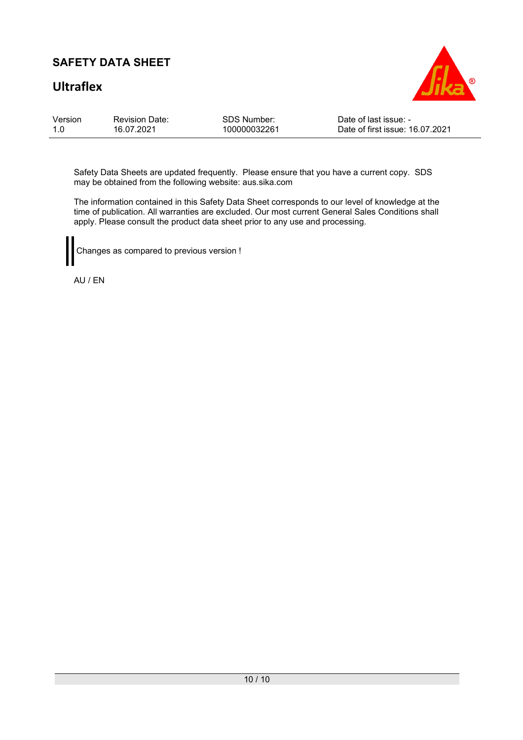Safety Data Sheets are updated frequently. Please ensure that you have a current copy. SDS may be obtained from the following website: aus.sika.com

The information contained in this Safety Data Sheet corresponds to our level of knowledge at the time of publication. All warranties are excluded. Our most current General Sales Conditions shall apply. Please consult the product data sheet prior to any use and processing.

Changes as compared to previous version !

AU / EN